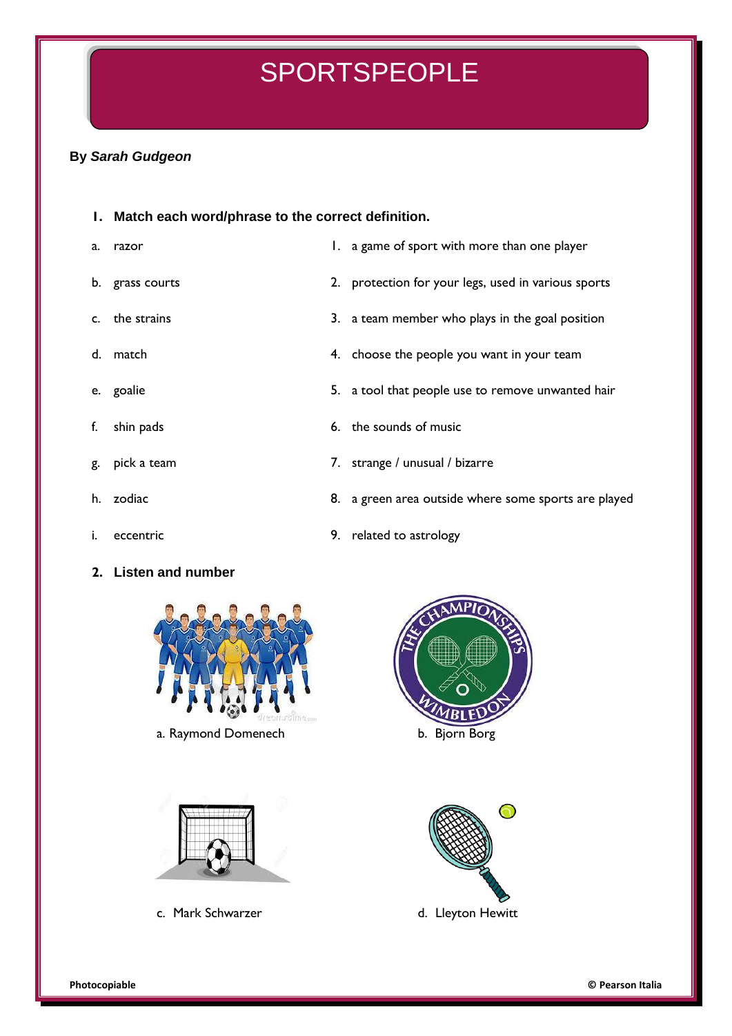# SPORTSPEOPLE

**By *Sarah Gudgeon***

### 1. Match each word/phrase to the correct definition.

| | | | |
|---|---|---|---|
| a. | razor | 1. | a game of sport with more than one player |
| b. | grass courts | 2. | protection for your legs, used in various sports |
| c. | the strains | 3. | a team member who plays in the goal position |
| d. | match | 4. | choose the people you want in your team |
| e. | goalie | 5. | a tool that people use to remove unwanted hair |
| f. | shin pads | 6. | the sounds of music |
| g. | pick a team | 7. | strange / unusual / bizarre |
| h. | zodiac | 8. | a green area outside where some sports are played |
| i. | eccentric | 9. | related to astrology |

### 2. Listen and number

a. Raymond Domenech

b. Bjorn Borg

c. Mark Schwarzer

d. Lleyton Hewitt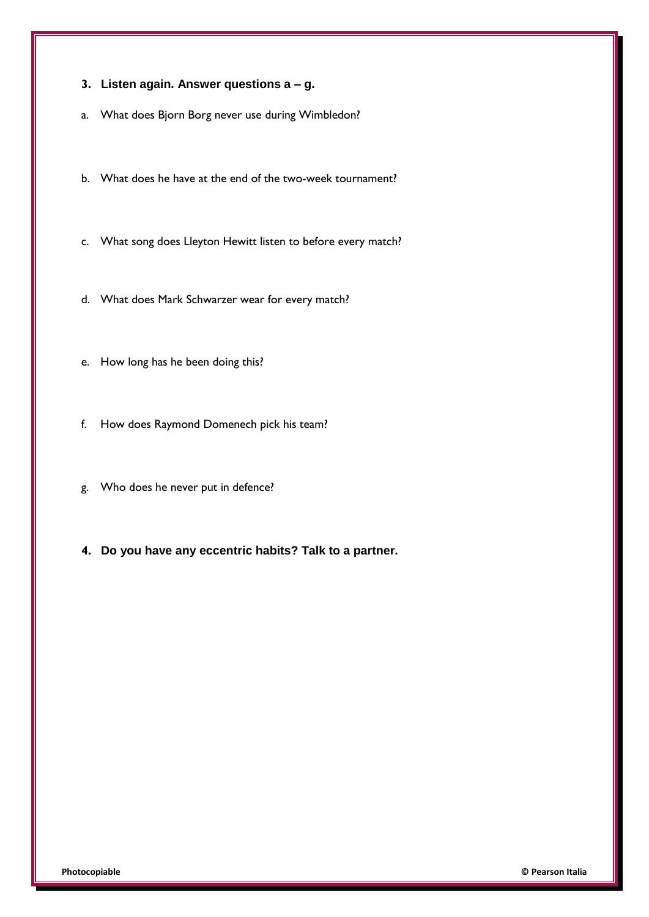**3. Listen again. Answer questions a – g.**

a. What does Bjorn Borg never use during Wimbledon?

b. What does he have at the end of the two-week tournament?

c. What song does Lleyton Hewitt listen to before every match?

d. What does Mark Schwarzer wear for every match?

e. How long has he been doing this?

f. How does Raymond Domenech pick his team?

g. Who does he never put in defence?

**4. Do you have any eccentric habits? Talk to a partner.**

**Photocopiable** **© Pearson Italia**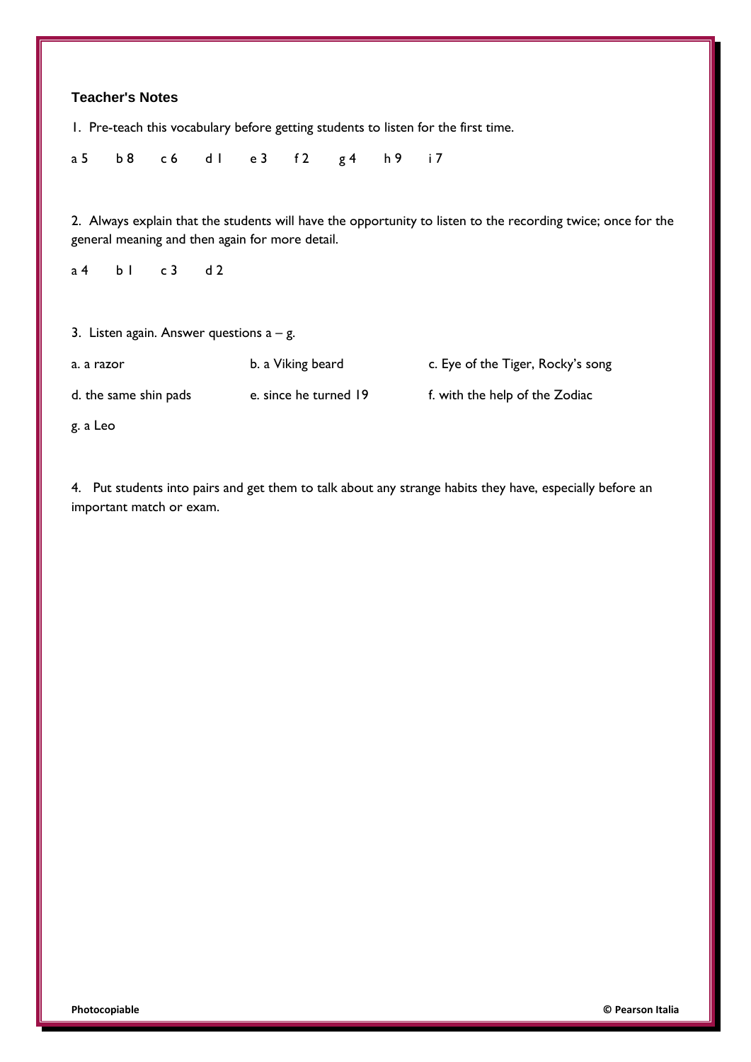### Teacher's Notes

1. Pre-teach this vocabulary before getting students to listen for the first time.

a 5  b 8  c 6  d 1  e 3  f 2  g 4  h 9  i 7

2. Always explain that the students will have the opportunity to listen to the recording twice; once for the general meaning and then again for more detail.

a 4  b 1  c 3  d 2

3. Listen again. Answer questions a – g.

a. a razor

b. a Viking beard

c. Eye of the Tiger, Rocky's song

d. the same shin pads

e. since he turned 19

f. with the help of the Zodiac

g. a Leo

4. Put students into pairs and get them to talk about any strange habits they have, especially before an important match or exam.

**Photocopiable** **© Pearson Italia**